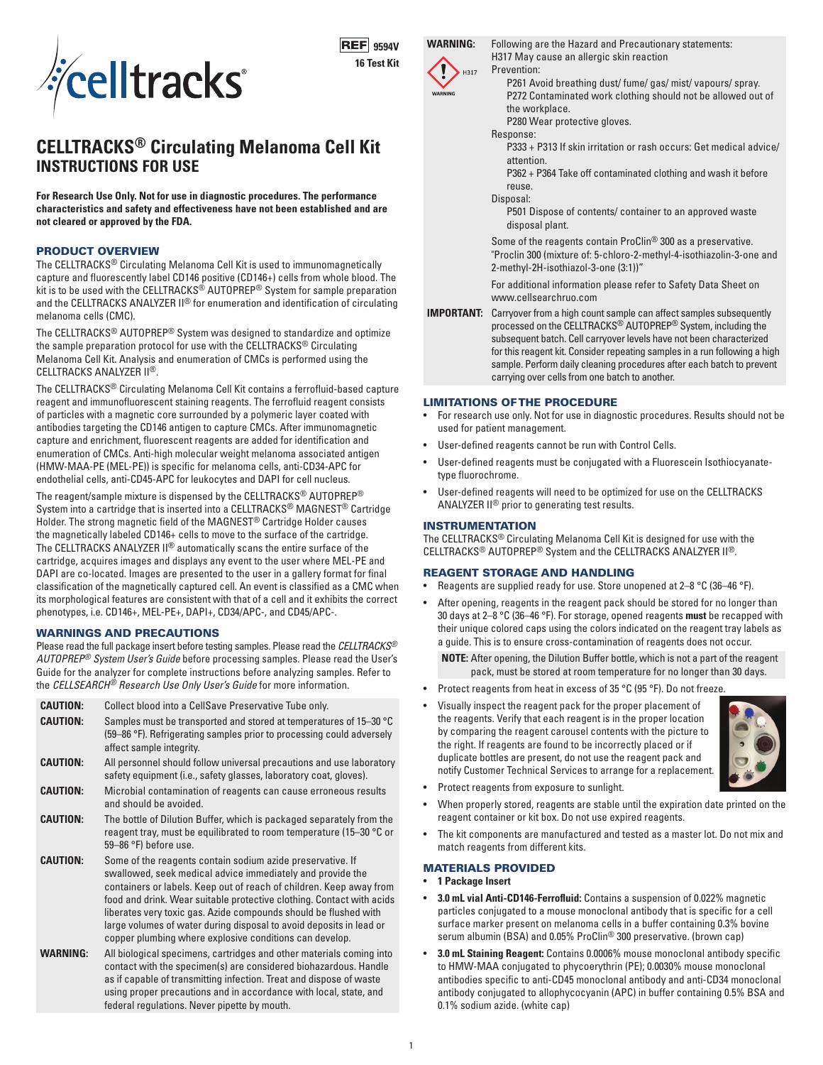REF 9594V

16 Test Kit

# CELLTRACKS® Circulating Melanoma Cell Kit

## INSTRUCTIONS FOR USE

**For Research Use Only. Not for use in diagnostic procedures. The performance characteristics and safety and effectiveness have not been established and are not cleared or approved by the FDA.**

## PRODUCT OVERVIEW

The CELLTRACKS® Circulating Melanoma Cell Kit is used to immunomagnetically capture and fluorescently label CD146 positive (CD146+) cells from whole blood. The kit is to be used with the CELLTRACKS® AUTOPREP® System for sample preparation and the CELLTRACKS ANALYZER II® for enumeration and identification of circulating melanoma cells (CMC).

The CELLTRACKS® AUTOPREP® System was designed to standardize and optimize the sample preparation protocol for use with the CELLTRACKS® Circulating Melanoma Cell Kit. Analysis and enumeration of CMCs is performed using the CELLTRACKS ANALYZER II®.

The CELLTRACKS® Circulating Melanoma Cell Kit contains a ferrofluid-based capture reagent and immunofluorescent staining reagents. The ferrofluid reagent consists of particles with a magnetic core surrounded by a polymeric layer coated with antibodies targeting the CD146 antigen to capture CMCs. After immunomagnetic capture and enrichment, fluorescent reagents are added for identification and enumeration of CMCs. Anti-high molecular weight melanoma associated antigen (HMW-MAA-PE (MEL-PE)) is specific for melanoma cells, anti-CD34-APC for endothelial cells, anti-CD45-APC for leukocytes and DAPI for cell nucleus.

The reagent/sample mixture is dispensed by the CELLTRACKS® AUTOPREP® System into a cartridge that is inserted into a CELLTRACKS® MAGNEST® Cartridge Holder. The strong magnetic field of the MAGNEST® Cartridge Holder causes the magnetically labeled CD146+ cells to move to the surface of the cartridge. The CELLTRACKS ANALYZER II® automatically scans the entire surface of the cartridge, acquires images and displays any event to the user where MEL-PE and DAPI are co-located. Images are presented to the user in a gallery format for final classification of the magnetically captured cell. An event is classified as a CMC when its morphological features are consistent with that of a cell and it exhibits the correct phenotypes, i.e. CD146+, MEL-PE+, DAPI+, CD34/APC-, and CD45/APC-.

## WARNINGS AND PRECAUTIONS

Please read the full package insert before testing samples. Please read the *CELLTRACKS® AUTOPREP® System User's Guide* before processing samples. Please read the User's Guide for the analyzer for complete instructions before analyzing samples. Refer to the *CELLSEARCH® Research Use Only User's Guide* for more information.

| | |
|---|---|
| **CAUTION:** | Collect blood into a CellSave Preservative Tube only. |
| **CAUTION:** | Samples must be transported and stored at temperatures of 15–30 °C (59–86 °F). Refrigerating samples prior to processing could adversely affect sample integrity. |
| **CAUTION:** | All personnel should follow universal precautions and use laboratory safety equipment (i.e., safety glasses, laboratory coat, gloves). |
| **CAUTION:** | Microbial contamination of reagents can cause erroneous results and should be avoided. |
| **CAUTION:** | The bottle of Dilution Buffer, which is packaged separately from the reagent tray, must be equilibrated to room temperature (15–30 °C or 59–86 °F) before use. |
| **CAUTION:** | Some of the reagents contain sodium azide preservative. If swallowed, seek medical advice immediately and provide the containers or labels. Keep out of reach of children. Keep away from food and drink. Wear suitable protective clothing. Contact with acids liberates very toxic gas. Azide compounds should be flushed with large volumes of water during disposal to avoid deposits in lead or copper plumbing where explosive conditions can develop. |
| **WARNING:** | All biological specimens, cartridges and other materials coming into contact with the specimen(s) are considered biohazardous. Handle as if capable of transmitting infection. Treat and dispose of waste using proper precautions and in accordance with local, state, and federal regulations. Never pipette by mouth. |
| **WARNING:** (H317) | Following are the Hazard and Precautionary statements:<br>H317 May cause an allergic skin reaction<br>Prevention:<br>P261 Avoid breathing dust/ fume/ gas/ mist/ vapours/ spray.<br>P272 Contaminated work clothing should not be allowed out of the workplace.<br>P280 Wear protective gloves.<br>Response:<br>P333 + P313 If skin irritation or rash occurs: Get medical advice/ attention.<br>P362 + P364 Take off contaminated clothing and wash it before reuse.<br>Disposal:<br>P501 Dispose of contents/ container to an approved waste disposal plant.<br>Some of the reagents contain ProClin® 300 as a preservative. "Proclin 300 (mixture of: 5-chloro-2-methyl-4-isothiazolin-3-one and 2-methyl-2H-isothiazol-3-one (3:1))"<br>For additional information please refer to Safety Data Sheet on www.cellsearchruo.com |
| **IMPORTANT:** | Carryover from a high count sample can affect samples subsequently processed on the CELLTRACKS® AUTOPREP® System, including the subsequent batch. Cell carryover levels have not been characterized for this reagent kit. Consider repeating samples in a run following a high sample. Perform daily cleaning procedures after each batch to prevent carrying over cells from one batch to another. |

## LIMITATIONS OF THE PROCEDURE

- For research use only. Not for use in diagnostic procedures. Results should not be used for patient management.
- User-defined reagents cannot be run with Control Cells.
- User-defined reagents must be conjugated with a Fluorescein Isothiocyanate-type fluorochrome.
- User-defined reagents will need to be optimized for use on the CELLTRACKS ANALYZER II® prior to generating test results.

## INSTRUMENTATION

The CELLTRACKS® Circulating Melanoma Cell Kit is designed for use with the CELLTRACKS® AUTOPREP® System and the CELLTRACKS ANALZYER II®.

## REAGENT STORAGE AND HANDLING

- Reagents are supplied ready for use. Store unopened at 2–8 °C (36–46 °F).
- After opening, reagents in the reagent pack should be stored for no longer than 30 days at 2–8 °C (36–46 °F). For storage, opened reagents **must** be recapped with their unique colored caps using the colors indicated on the reagent tray labels as a guide. This is to ensure cross-contamination of reagents does not occur.

  **NOTE:** After opening, the Dilution Buffer bottle, which is not a part of the reagent pack, must be stored at room temperature for no longer than 30 days.
- Protect reagents from heat in excess of 35 °C (95 °F). Do not freeze.
- Visually inspect the reagent pack for the proper placement of the reagents. Verify that each reagent is in the proper location by comparing the reagent carousel contents with the picture to the right. If reagents are found to be incorrectly placed or if duplicate bottles are present, do not use the reagent pack and notify Customer Technical Services to arrange for a replacement.
- Protect reagents from exposure to sunlight.
- When properly stored, reagents are stable until the expiration date printed on the reagent container or kit box. Do not use expired reagents.
- The kit components are manufactured and tested as a master lot. Do not mix and match reagents from different kits.

## MATERIALS PROVIDED

- **1 Package Insert**
- **3.0 mL vial Anti-CD146-Ferrofluid:** Contains a suspension of 0.022% magnetic particles conjugated to a mouse monoclonal antibody that is specific for a cell surface marker present on melanoma cells in a buffer containing 0.3% bovine serum albumin (BSA) and 0.05% ProClin® 300 preservative. (brown cap)
- **3.0 mL Staining Reagent:** Contains 0.0006% mouse monoclonal antibody specific to HMW-MAA conjugated to phycoerythrin (PE); 0.0030% mouse monoclonal antibodies specific to anti-CD45 monoclonal antibody and anti-CD34 monoclonal antibody conjugated to allophycocyanin (APC) in buffer containing 0.5% BSA and 0.1% sodium azide. (white cap)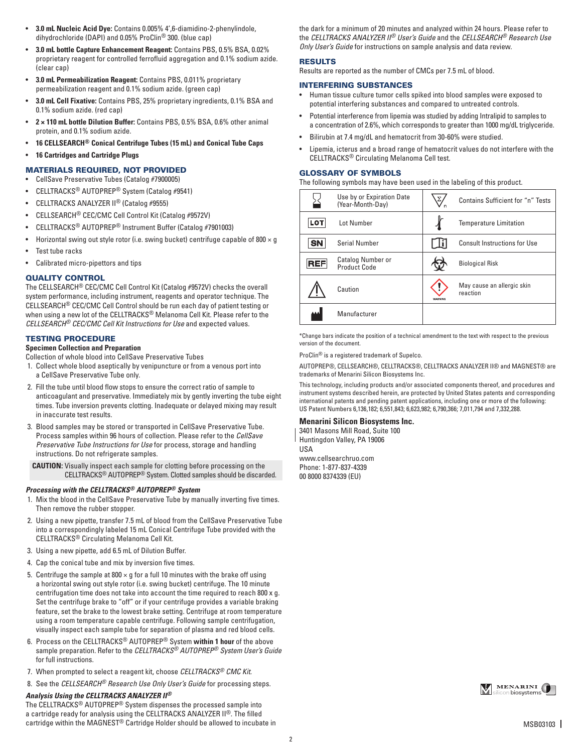- **3.0 mL Nucleic Acid Dye:** Contains 0.005% 4',6-diamidino-2-phenylindole, dihydrochloride (DAPI) and 0.05% ProClin® 300. (blue cap)
- **3.0 mL bottle Capture Enhancement Reagent:** Contains PBS, 0.5% BSA, 0.02% proprietary reagent for controlled ferrofluid aggregation and 0.1% sodium azide. (clear cap)
- **3.0 mL Permeabilization Reagent:** Contains PBS, 0.011% proprietary permeabilization reagent and 0.1% sodium azide. (green cap)
- **3.0 mL Cell Fixative:** Contains PBS, 25% proprietary ingredients, 0.1% BSA and 0.1% sodium azide. (red cap)
- **2 × 110 mL bottle Dilution Buffer:** Contains PBS, 0.5% BSA, 0.6% other animal protein, and 0.1% sodium azide.
- **16 CELLSEARCH® Conical Centrifuge Tubes (15 mL) and Conical Tube Caps**
- **16 Cartridges and Cartridge Plugs**

## MATERIALS REQUIRED, NOT PROVIDED

- CellSave Preservative Tubes (Catalog #7900005)
- CELLTRACKS® AUTOPREP® System (Catalog #9541)
- CELLTRACKS ANALYZER II® (Catalog #9555)
- CELLSEARCH® CEC/CMC Cell Control Kit (Catalog #9572V)
- CELLTRACKS® AUTOPREP® Instrument Buffer (Catalog #7901003)
- Horizontal swing out style rotor (i.e. swing bucket) centrifuge capable of 800 × g
- Test tube racks
- Calibrated micro-pipettors and tips

## QUALITY CONTROL

The CELLSEARCH® CEC/CMC Cell Control Kit (Catalog #9572V) checks the overall system performance, including instrument, reagents and operator technique. The CELLSEARCH® CEC/CMC Cell Control should be run each day of patient testing or when using a new lot of the CELLTRACKS® Melanoma Cell Kit. Please refer to the *CELLSEARCH® CEC/CMC Cell Kit Instructions for Use* and expected values.

## TESTING PROCEDURE

### Specimen Collection and Preparation

Collection of whole blood into CellSave Preservative Tubes

1. Collect whole blood aseptically by venipuncture or from a venous port into a CellSave Preservative Tube only.
2. Fill the tube until blood flow stops to ensure the correct ratio of sample to anticoagulant and preservative. Immediately mix by gently inverting the tube eight times. Tube inversion prevents clotting. Inadequate or delayed mixing may result in inaccurate test results.
3. Blood samples may be stored or transported in CellSave Preservative Tube. Process samples within 96 hours of collection. Please refer to the *CellSave Preservative Tube Instructions for Use* for process, storage and handling instructions. Do not refrigerate samples.

**CAUTION:** Visually inspect each sample for clotting before processing on the CELLTRACKS® AUTOPREP® System. Clotted samples should be discarded.

### *Processing with the CELLTRACKS® AUTOPREP® System*

1. Mix the blood in the CellSave Preservative Tube by manually inverting five times. Then remove the rubber stopper.
2. Using a new pipette, transfer 7.5 mL of blood from the CellSave Preservative Tube into a correspondingly labeled 15 mL Conical Centrifuge Tube provided with the CELLTRACKS® Circulating Melanoma Cell Kit.
3. Using a new pipette, add 6.5 mL of Dilution Buffer.
4. Cap the conical tube and mix by inversion five times.
5. Centrifuge the sample at 800 × g for a full 10 minutes with the brake off using a horizontal swing out style rotor (i.e. swing bucket) centrifuge. The 10 minute centrifugation time does not take into account the time required to reach 800 x g. Set the centrifuge brake to "off" or if your centrifuge provides a variable braking feature, set the brake to the lowest brake setting. Centrifuge at room temperature using a room temperature capable centrifuge. Following sample centrifugation, visually inspect each sample tube for separation of plasma and red blood cells.
6. Process on the CELLTRACKS® AUTOPREP® System **within 1 hour** of the above sample preparation. Refer to the *CELLTRACKS® AUTOPREP® System User's Guide* for full instructions.
7. When prompted to select a reagent kit, choose *CELLTRACKS® CMC Kit.*
8. See the *CELLSEARCH® Research Use Only User's Guide* for processing steps.

### *Analysis Using the CELLTRACKS ANALYZER II®*

The CELLTRACKS® AUTOPREP® System dispenses the processed sample into a cartridge ready for analysis using the CELLTRACKS ANALYZER II®. The filled cartridge within the MAGNEST® Cartridge Holder should be allowed to incubate in the dark for a minimum of 20 minutes and analyzed within 24 hours. Please refer to the *CELLTRACKS ANALYZER II® User's Guide* and the *CELLSEARCH® Research Use Only User's Guide* for instructions on sample analysis and data review.

## RESULTS

Results are reported as the number of CMCs per 7.5 mL of blood.

## INTERFERING SUBSTANCES

- Human tissue culture tumor cells spiked into blood samples were exposed to potential interfering substances and compared to untreated controls.
- Potential interference from lipemia was studied by adding Intralipid to samples to a concentration of 2.6%, which corresponds to greater than 1000 mg/dL triglyceride.
- Bilirubin at 7.4 mg/dL and hematocrit from 30-60% were studied.
- Lipemia, icterus and a broad range of hematocrit values do not interfere with the CELLTRACKS® Circulating Melanoma Cell test.

## GLOSSARY OF SYMBOLS

The following symbols may have been used in the labeling of this product.

| | | | |
|---|---|---|---|
| | Use by or Expiration Date (Year-Month-Day) | | Contains Sufficient for "n" Tests |
| LOT | Lot Number | | Temperature Limitation |
| SN | Serial Number | | Consult Instructions for Use |
| REF | Catalog Number or Product Code | | Biological Risk |
| | Caution | WARNING | May cause an allergic skin reaction |
| | Manufacturer | | |

*Change bars indicate the position of a technical amendment to the text with respect to the previous version of the document.

ProClin® is a registered trademark of Supelco.

AUTOPREP®, CELLSEARCH®, CELLTRACKS®, CELLTRACKS ANALYZER II® and MAGNEST® are trademarks of Menarini Silicon Biosystems Inc.

This technology, including products and/or associated components thereof, and procedures and instrument systems described herein, are protected by United States patents and corresponding international patents and pending patent applications, including one or more of the following: US Patent Numbers 6,136,182; 6,551,843; 6,623,982; 6,790,366; 7,011,794 and 7,332,288.

**Menarini Silicon Biosystems Inc.**
3401 Masons Mill Road, Suite 100
Huntingdon Valley, PA 19006
USA
www.cellsearchruo.com
Phone: 1-877-837-4339
00 8000 8374339 (EU)

MSB03103